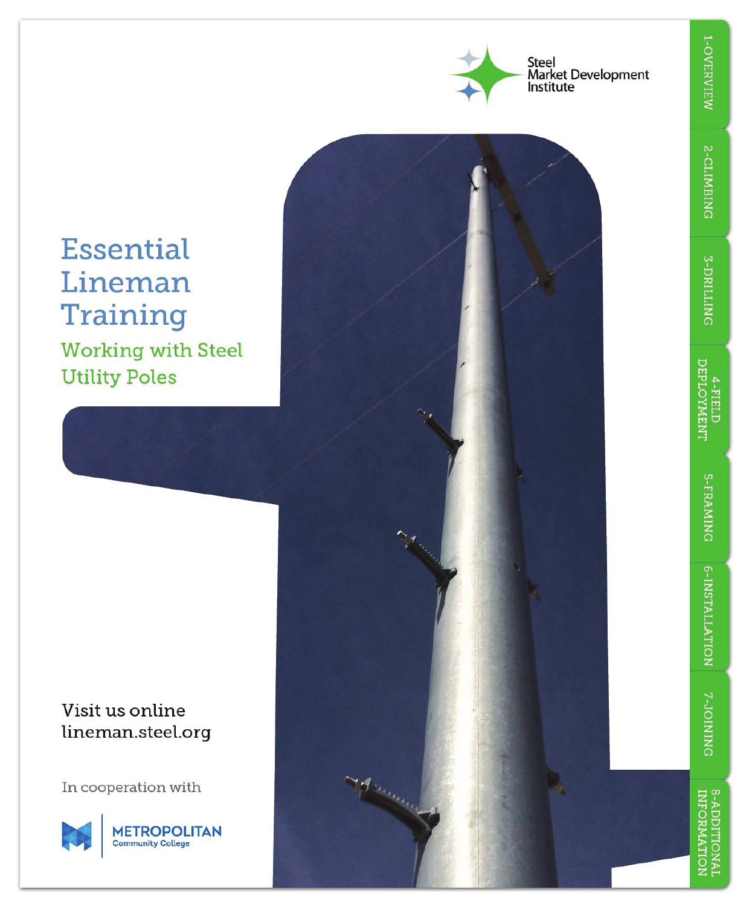Steel Market Development Institute

# Essential Lineman Training

## Working with Steel Utility Poles

Visit us online
lineman.steel.org

In cooperation with

METROPOLITAN Community College

1-OVERVIEW

2-CLIMBING

3-DRILLING

4-FIELD DEPLOYMENT

5-FRAMING

6-INSTALLATION

7-JOINING

8-ADDITIONAL INFORMATION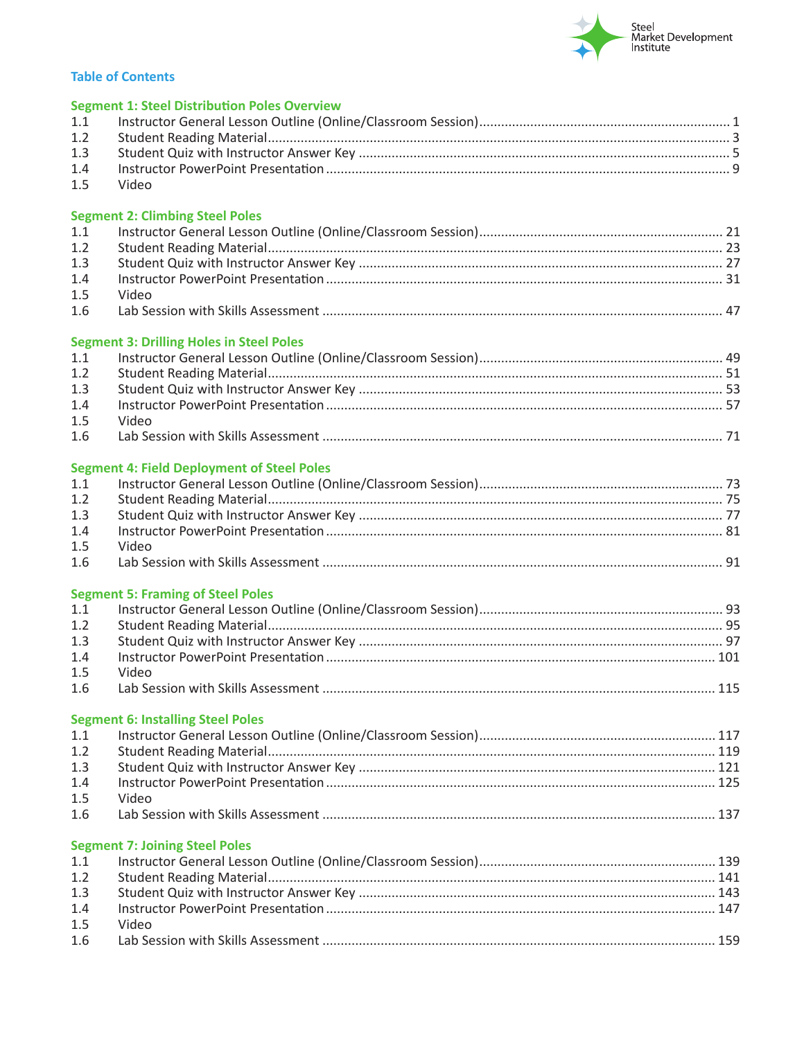Steel Market Development Institute

## Table of Contents

### Segment 1: Steel Distribution Poles Overview

1.1 Instructor General Lesson Outline (Online/Classroom Session) .......... 1
1.2 Student Reading Material .......... 3
1.3 Student Quiz with Instructor Answer Key .......... 5
1.4 Instructor PowerPoint Presentation .......... 9
1.5 Video

### Segment 2: Climbing Steel Poles

1.1 Instructor General Lesson Outline (Online/Classroom Session) .......... 21
1.2 Student Reading Material .......... 23
1.3 Student Quiz with Instructor Answer Key .......... 27
1.4 Instructor PowerPoint Presentation .......... 31
1.5 Video
1.6 Lab Session with Skills Assessment .......... 47

### Segment 3: Drilling Holes in Steel Poles

1.1 Instructor General Lesson Outline (Online/Classroom Session) .......... 49
1.2 Student Reading Material .......... 51
1.3 Student Quiz with Instructor Answer Key .......... 53
1.4 Instructor PowerPoint Presentation .......... 57
1.5 Video
1.6 Lab Session with Skills Assessment .......... 71

### Segment 4: Field Deployment of Steel Poles

1.1 Instructor General Lesson Outline (Online/Classroom Session) .......... 73
1.2 Student Reading Material .......... 75
1.3 Student Quiz with Instructor Answer Key .......... 77
1.4 Instructor PowerPoint Presentation .......... 81
1.5 Video
1.6 Lab Session with Skills Assessment .......... 91

### Segment 5: Framing of Steel Poles

1.1 Instructor General Lesson Outline (Online/Classroom Session) .......... 93
1.2 Student Reading Material .......... 95
1.3 Student Quiz with Instructor Answer Key .......... 97
1.4 Instructor PowerPoint Presentation .......... 101
1.5 Video
1.6 Lab Session with Skills Assessment .......... 115

### Segment 6: Installing Steel Poles

1.1 Instructor General Lesson Outline (Online/Classroom Session) .......... 117
1.2 Student Reading Material .......... 119
1.3 Student Quiz with Instructor Answer Key .......... 121
1.4 Instructor PowerPoint Presentation .......... 125
1.5 Video
1.6 Lab Session with Skills Assessment .......... 137

### Segment 7: Joining Steel Poles

1.1 Instructor General Lesson Outline (Online/Classroom Session) .......... 139
1.2 Student Reading Material .......... 141
1.3 Student Quiz with Instructor Answer Key .......... 143
1.4 Instructor PowerPoint Presentation .......... 147
1.5 Video
1.6 Lab Session with Skills Assessment .......... 159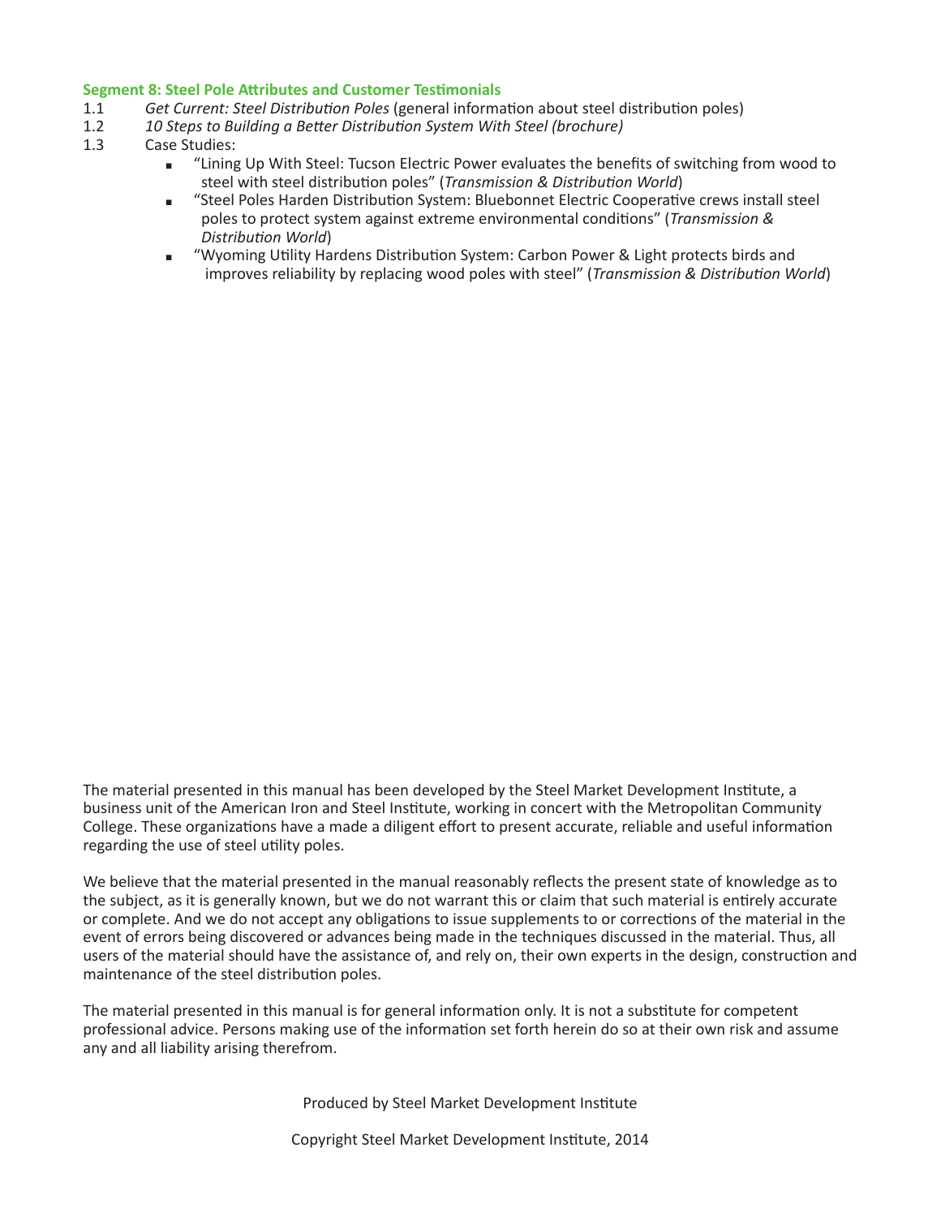### Segment 8: Steel Pole Attributes and Customer Testimonials

1.1 *Get Current: Steel Distribution Poles* (general information about steel distribution poles)

1.2 *10 Steps to Building a Better Distribution System With Steel (brochure)*

1.3 Case Studies:

- "Lining Up With Steel: Tucson Electric Power evaluates the benefits of switching from wood to steel with steel distribution poles" (*Transmission & Distribution World*)
- "Steel Poles Harden Distribution System: Bluebonnet Electric Cooperative crews install steel poles to protect system against extreme environmental conditions" (*Transmission & Distribution World*)
- "Wyoming Utility Hardens Distribution System: Carbon Power & Light protects birds and improves reliability by replacing wood poles with steel" (*Transmission & Distribution World*)

The material presented in this manual has been developed by the Steel Market Development Institute, a business unit of the American Iron and Steel Institute, working in concert with the Metropolitan Community College. These organizations have a made a diligent effort to present accurate, reliable and useful information regarding the use of steel utility poles.

We believe that the material presented in the manual reasonably reflects the present state of knowledge as to the subject, as it is generally known, but we do not warrant this or claim that such material is entirely accurate or complete. And we do not accept any obligations to issue supplements to or corrections of the material in the event of errors being discovered or advances being made in the techniques discussed in the material. Thus, all users of the material should have the assistance of, and rely on, their own experts in the design, construction and maintenance of the steel distribution poles.

The material presented in this manual is for general information only. It is not a substitute for competent professional advice. Persons making use of the information set forth herein do so at their own risk and assume any and all liability arising therefrom.

Produced by Steel Market Development Institute

Copyright Steel Market Development Institute, 2014